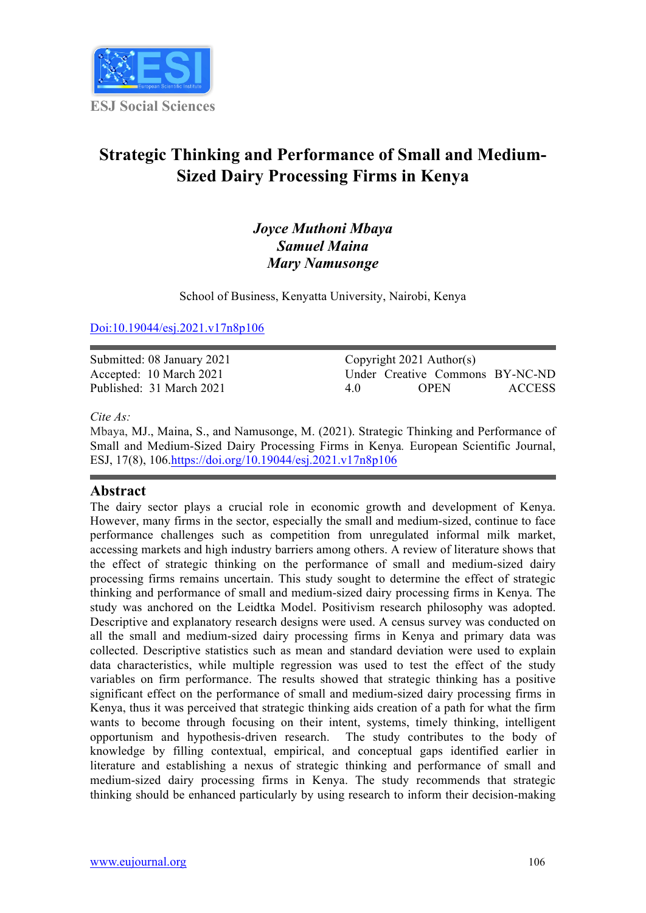ESJ Social Sciences

# Strategic Thinking and Performance of Small and Medium-Sized Dairy Processing Firms in Kenya

*Joyce Muthoni Mbaya*
*Samuel Maina*
*Mary Namusonge*

School of Business, Kenyatta University, Nairobi, Kenya

Doi:10.19044/esj.2021.v17n8p106

| | |
|---|---|
| Submitted: 08 January 2021 | Copyright 2021 Author(s) |
| Accepted: 10 March 2021 | Under Creative Commons BY-NC-ND |
| Published: 31 March 2021 | 4.0 OPEN ACCESS |

*Cite As:*
Mbaya, MJ., Maina, S., and Namusonge, M. (2021). Strategic Thinking and Performance of Small and Medium-Sized Dairy Processing Firms in Kenya. *European Scientific Journal, ESJ, 17(8), 106.*https://doi.org/10.19044/esj.2021.v17n8p106

## Abstract

The dairy sector plays a crucial role in economic growth and development of Kenya. However, many firms in the sector, especially the small and medium-sized, continue to face performance challenges such as competition from unregulated informal milk market, accessing markets and high industry barriers among others. A review of literature shows that the effect of strategic thinking on the performance of small and medium-sized dairy processing firms remains uncertain. This study sought to determine the effect of strategic thinking and performance of small and medium-sized dairy processing firms in Kenya. The study was anchored on the Leidtka Model. Positivism research philosophy was adopted. Descriptive and explanatory research designs were used. A census survey was conducted on all the small and medium-sized dairy processing firms in Kenya and primary data was collected. Descriptive statistics such as mean and standard deviation were used to explain data characteristics, while multiple regression was used to test the effect of the study variables on firm performance. The results showed that strategic thinking has a positive significant effect on the performance of small and medium-sized dairy processing firms in Kenya, thus it was perceived that strategic thinking aids creation of a path for what the firm wants to become through focusing on their intent, systems, timely thinking, intelligent opportunism and hypothesis-driven research. The study contributes to the body of knowledge by filling contextual, empirical, and conceptual gaps identified earlier in literature and establishing a nexus of strategic thinking and performance of small and medium-sized dairy processing firms in Kenya. The study recommends that strategic thinking should be enhanced particularly by using research to inform their decision-making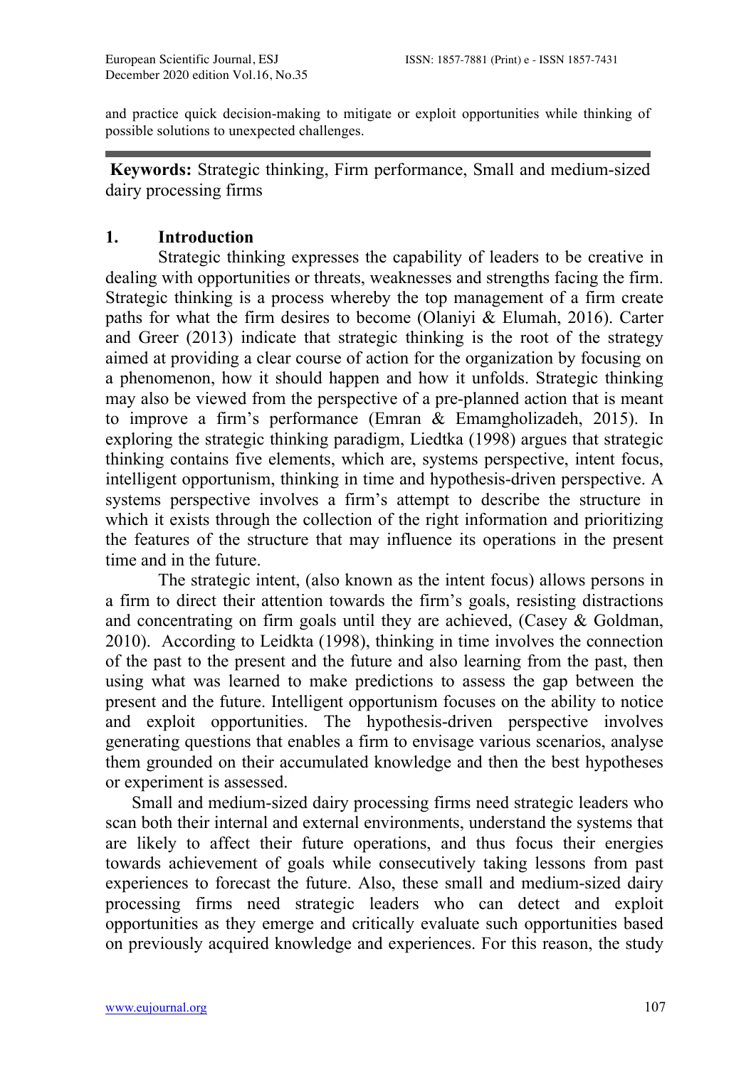and practice quick decision-making to mitigate or exploit opportunities while thinking of possible solutions to unexpected challenges.

---

**Keywords:** Strategic thinking, Firm performance, Small and medium-sized dairy processing firms

## 1. Introduction

Strategic thinking expresses the capability of leaders to be creative in dealing with opportunities or threats, weaknesses and strengths facing the firm. Strategic thinking is a process whereby the top management of a firm create paths for what the firm desires to become (Olaniyi & Elumah, 2016). Carter and Greer (2013) indicate that strategic thinking is the root of the strategy aimed at providing a clear course of action for the organization by focusing on a phenomenon, how it should happen and how it unfolds. Strategic thinking may also be viewed from the perspective of a pre-planned action that is meant to improve a firm's performance (Emran & Emamgholizadeh, 2015). In exploring the strategic thinking paradigm, Liedtka (1998) argues that strategic thinking contains five elements, which are, systems perspective, intent focus, intelligent opportunism, thinking in time and hypothesis-driven perspective. A systems perspective involves a firm's attempt to describe the structure in which it exists through the collection of the right information and prioritizing the features of the structure that may influence its operations in the present time and in the future.

The strategic intent, (also known as the intent focus) allows persons in a firm to direct their attention towards the firm's goals, resisting distractions and concentrating on firm goals until they are achieved, (Casey & Goldman, 2010). According to Leidkta (1998), thinking in time involves the connection of the past to the present and the future and also learning from the past, then using what was learned to make predictions to assess the gap between the present and the future. Intelligent opportunism focuses on the ability to notice and exploit opportunities. The hypothesis-driven perspective involves generating questions that enables a firm to envisage various scenarios, analyse them grounded on their accumulated knowledge and then the best hypotheses or experiment is assessed.

Small and medium-sized dairy processing firms need strategic leaders who scan both their internal and external environments, understand the systems that are likely to affect their future operations, and thus focus their energies towards achievement of goals while consecutively taking lessons from past experiences to forecast the future. Also, these small and medium-sized dairy processing firms need strategic leaders who can detect and exploit opportunities as they emerge and critically evaluate such opportunities based on previously acquired knowledge and experiences. For this reason, the study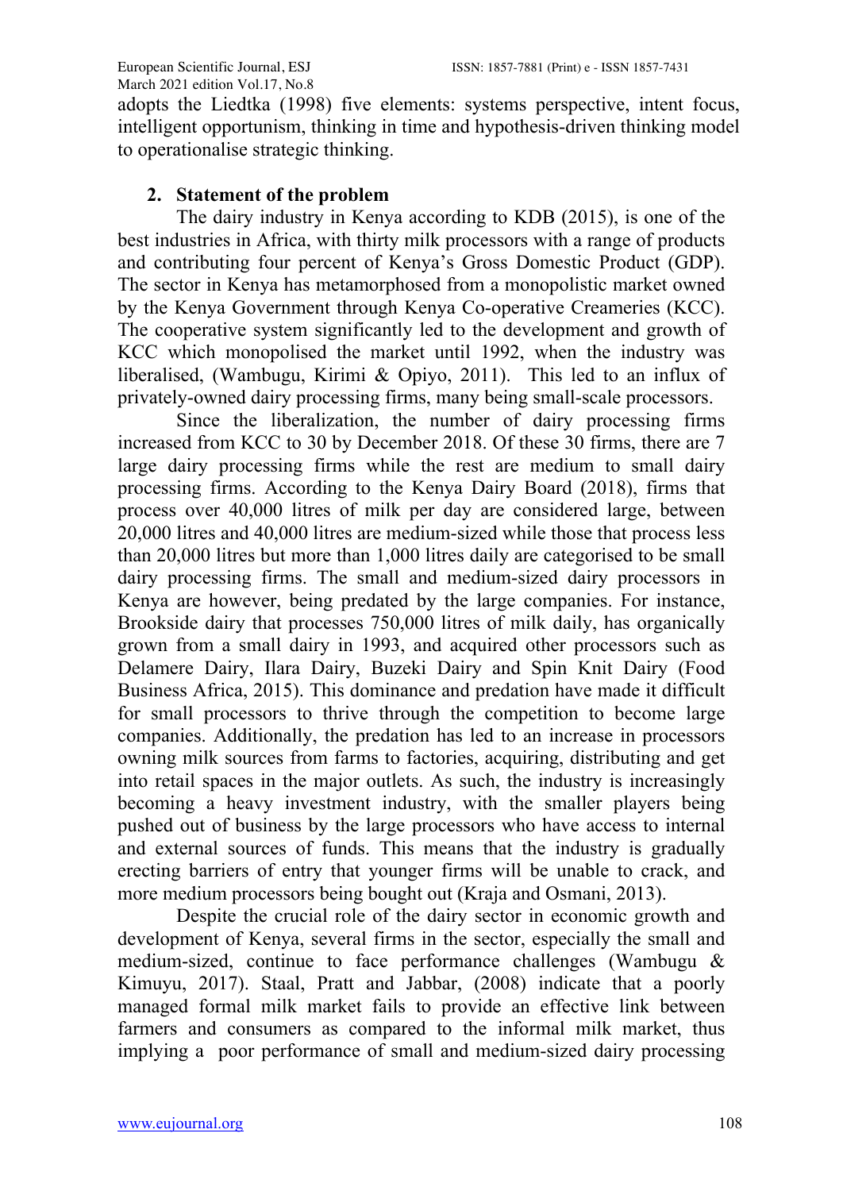adopts the Liedtka (1998) five elements: systems perspective, intent focus, intelligent opportunism, thinking in time and hypothesis-driven thinking model to operationalise strategic thinking.

## 2. Statement of the problem

The dairy industry in Kenya according to KDB (2015), is one of the best industries in Africa, with thirty milk processors with a range of products and contributing four percent of Kenya's Gross Domestic Product (GDP). The sector in Kenya has metamorphosed from a monopolistic market owned by the Kenya Government through Kenya Co-operative Creameries (KCC). The cooperative system significantly led to the development and growth of KCC which monopolised the market until 1992, when the industry was liberalised, (Wambugu, Kirimi & Opiyo, 2011). This led to an influx of privately-owned dairy processing firms, many being small-scale processors.

Since the liberalization, the number of dairy processing firms increased from KCC to 30 by December 2018. Of these 30 firms, there are 7 large dairy processing firms while the rest are medium to small dairy processing firms. According to the Kenya Dairy Board (2018), firms that process over 40,000 litres of milk per day are considered large, between 20,000 litres and 40,000 litres are medium-sized while those that process less than 20,000 litres but more than 1,000 litres daily are categorised to be small dairy processing firms. The small and medium-sized dairy processors in Kenya are however, being predated by the large companies. For instance, Brookside dairy that processes 750,000 litres of milk daily, has organically grown from a small dairy in 1993, and acquired other processors such as Delamere Dairy, Ilara Dairy, Buzeki Dairy and Spin Knit Dairy (Food Business Africa, 2015). This dominance and predation have made it difficult for small processors to thrive through the competition to become large companies. Additionally, the predation has led to an increase in processors owning milk sources from farms to factories, acquiring, distributing and get into retail spaces in the major outlets. As such, the industry is increasingly becoming a heavy investment industry, with the smaller players being pushed out of business by the large processors who have access to internal and external sources of funds. This means that the industry is gradually erecting barriers of entry that younger firms will be unable to crack, and more medium processors being bought out (Kraja and Osmani, 2013).

Despite the crucial role of the dairy sector in economic growth and development of Kenya, several firms in the sector, especially the small and medium-sized, continue to face performance challenges (Wambugu & Kimuyu, 2017). Staal, Pratt and Jabbar, (2008) indicate that a poorly managed formal milk market fails to provide an effective link between farmers and consumers as compared to the informal milk market, thus implying a poor performance of small and medium-sized dairy processing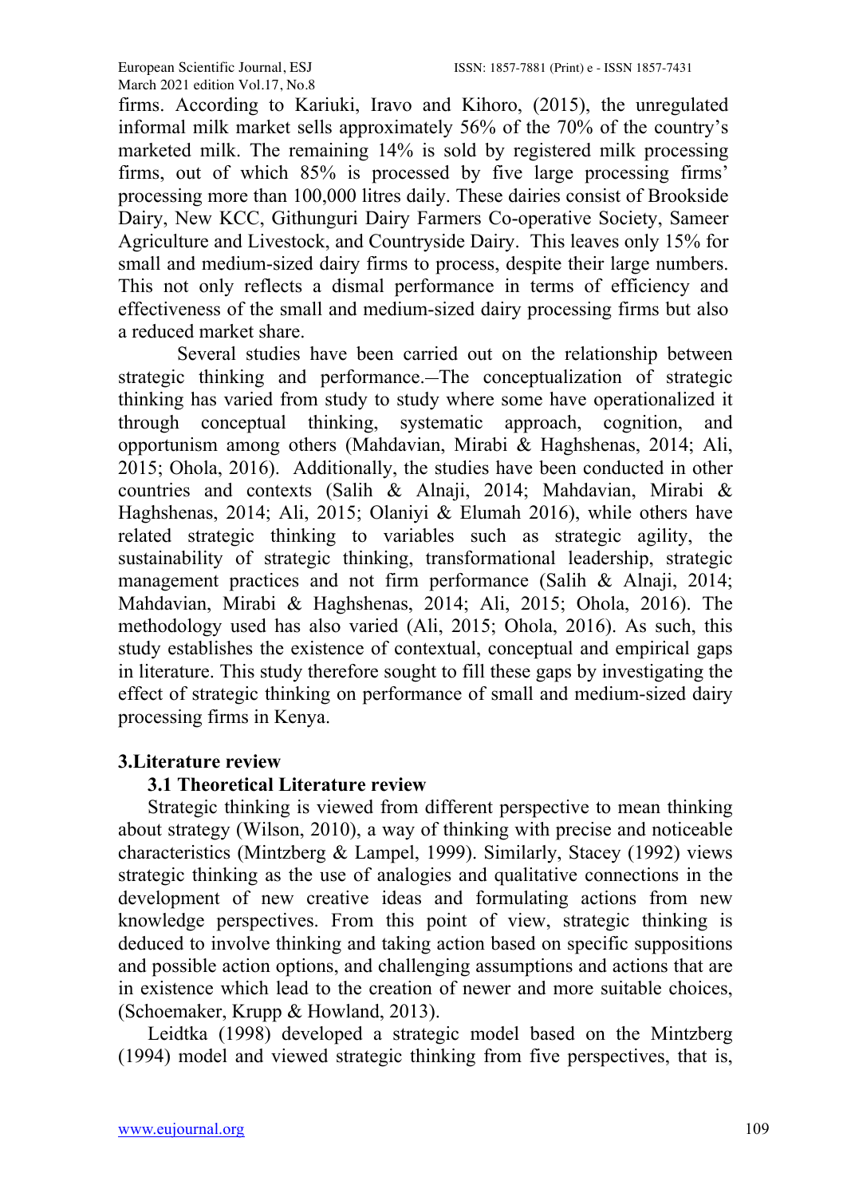firms. According to Kariuki, Iravo and Kihoro, (2015), the unregulated informal milk market sells approximately 56% of the 70% of the country's marketed milk. The remaining 14% is sold by registered milk processing firms, out of which 85% is processed by five large processing firms' processing more than 100,000 litres daily. These dairies consist of Brookside Dairy, New KCC, Githunguri Dairy Farmers Co-operative Society, Sameer Agriculture and Livestock, and Countryside Dairy. This leaves only 15% for small and medium-sized dairy firms to process, despite their large numbers. This not only reflects a dismal performance in terms of efficiency and effectiveness of the small and medium-sized dairy processing firms but also a reduced market share.

Several studies have been carried out on the relationship between strategic thinking and performance. The conceptualization of strategic thinking has varied from study to study where some have operationalized it through conceptual thinking, systematic approach, cognition, and opportunism among others (Mahdavian, Mirabi & Haghshenas, 2014; Ali, 2015; Ohola, 2016). Additionally, the studies have been conducted in other countries and contexts (Salih & Alnaji, 2014; Mahdavian, Mirabi & Haghshenas, 2014; Ali, 2015; Olaniyi & Elumah 2016), while others have related strategic thinking to variables such as strategic agility, the sustainability of strategic thinking, transformational leadership, strategic management practices and not firm performance (Salih & Alnaji, 2014; Mahdavian, Mirabi & Haghshenas, 2014; Ali, 2015; Ohola, 2016). The methodology used has also varied (Ali, 2015; Ohola, 2016). As such, this study establishes the existence of contextual, conceptual and empirical gaps in literature. This study therefore sought to fill these gaps by investigating the effect of strategic thinking on performance of small and medium-sized dairy processing firms in Kenya.

## 3.Literature review

### 3.1 Theoretical Literature review

Strategic thinking is viewed from different perspective to mean thinking about strategy (Wilson, 2010), a way of thinking with precise and noticeable characteristics (Mintzberg & Lampel, 1999). Similarly, Stacey (1992) views strategic thinking as the use of analogies and qualitative connections in the development of new creative ideas and formulating actions from new knowledge perspectives. From this point of view, strategic thinking is deduced to involve thinking and taking action based on specific suppositions and possible action options, and challenging assumptions and actions that are in existence which lead to the creation of newer and more suitable choices, (Schoemaker, Krupp & Howland, 2013).

Leidtka (1998) developed a strategic model based on the Mintzberg (1994) model and viewed strategic thinking from five perspectives, that is,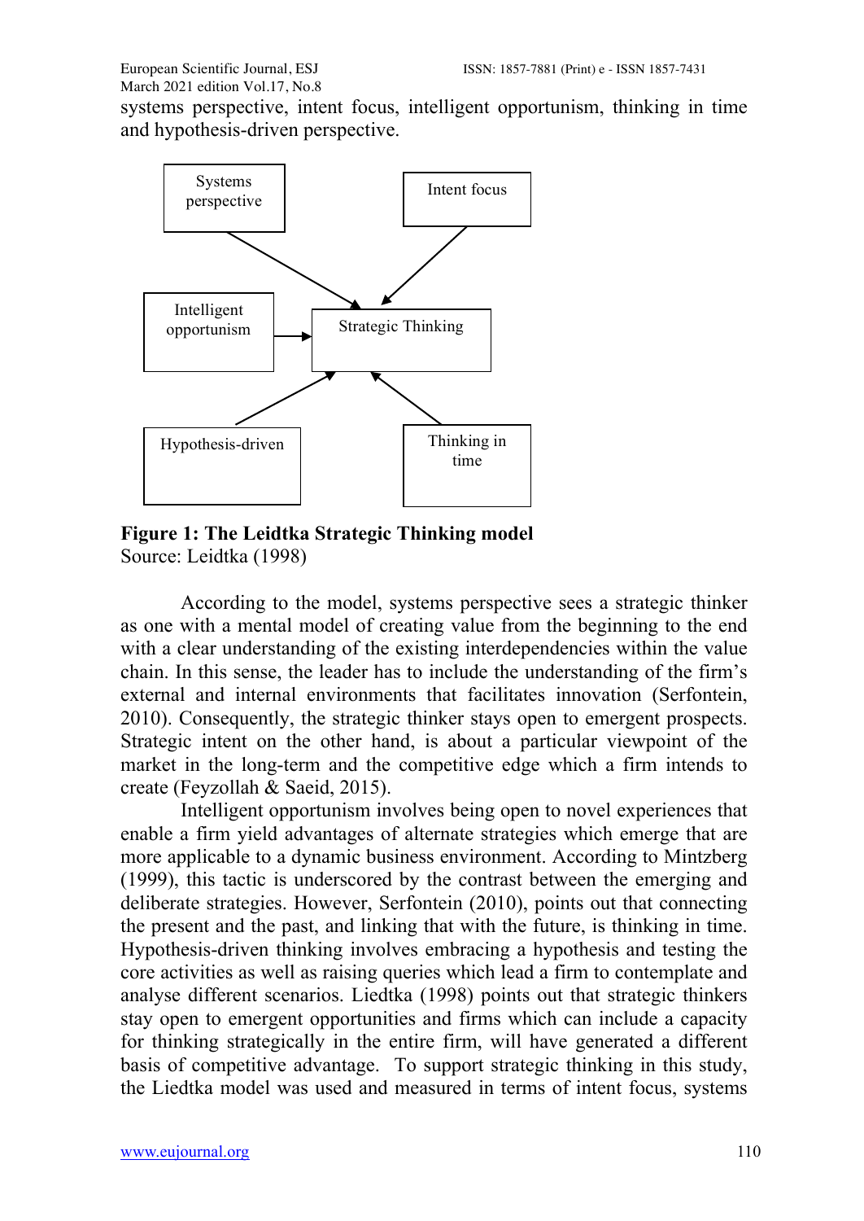systems perspective, intent focus, intelligent opportunism, thinking in time and hypothesis-driven perspective.

**Figure 1: The Leidtka Strategic Thinking model**
Source: Leidtka (1998)

According to the model, systems perspective sees a strategic thinker as one with a mental model of creating value from the beginning to the end with a clear understanding of the existing interdependencies within the value chain. In this sense, the leader has to include the understanding of the firm's external and internal environments that facilitates innovation (Serfontein, 2010). Consequently, the strategic thinker stays open to emergent prospects. Strategic intent on the other hand, is about a particular viewpoint of the market in the long-term and the competitive edge which a firm intends to create (Feyzollah & Saeid, 2015).

Intelligent opportunism involves being open to novel experiences that enable a firm yield advantages of alternate strategies which emerge that are more applicable to a dynamic business environment. According to Mintzberg (1999), this tactic is underscored by the contrast between the emerging and deliberate strategies. However, Serfontein (2010), points out that connecting the present and the past, and linking that with the future, is thinking in time. Hypothesis-driven thinking involves embracing a hypothesis and testing the core activities as well as raising queries which lead a firm to contemplate and analyse different scenarios. Liedtka (1998) points out that strategic thinkers stay open to emergent opportunities and firms which can include a capacity for thinking strategically in the entire firm, will have generated a different basis of competitive advantage. To support strategic thinking in this study, the Liedtka model was used and measured in terms of intent focus, systems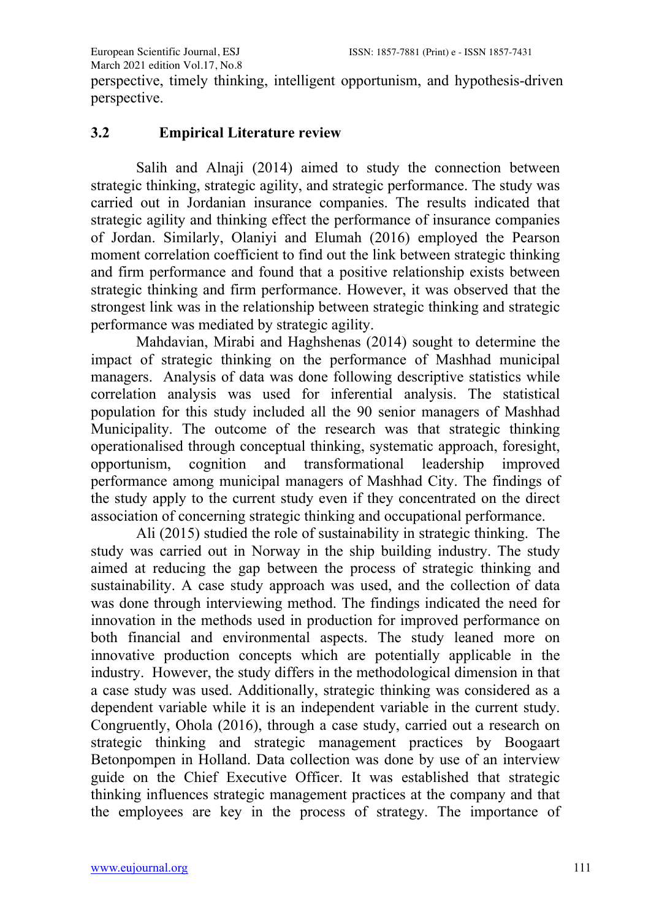perspective, timely thinking, intelligent opportunism, and hypothesis-driven perspective.

## 3.2 Empirical Literature review

Salih and Alnaji (2014) aimed to study the connection between strategic thinking, strategic agility, and strategic performance. The study was carried out in Jordanian insurance companies. The results indicated that strategic agility and thinking effect the performance of insurance companies of Jordan. Similarly, Olaniyi and Elumah (2016) employed the Pearson moment correlation coefficient to find out the link between strategic thinking and firm performance and found that a positive relationship exists between strategic thinking and firm performance. However, it was observed that the strongest link was in the relationship between strategic thinking and strategic performance was mediated by strategic agility.

Mahdavian, Mirabi and Haghshenas (2014) sought to determine the impact of strategic thinking on the performance of Mashhad municipal managers. Analysis of data was done following descriptive statistics while correlation analysis was used for inferential analysis. The statistical population for this study included all the 90 senior managers of Mashhad Municipality. The outcome of the research was that strategic thinking operationalised through conceptual thinking, systematic approach, foresight, opportunism, cognition and transformational leadership improved performance among municipal managers of Mashhad City. The findings of the study apply to the current study even if they concentrated on the direct association of concerning strategic thinking and occupational performance.

Ali (2015) studied the role of sustainability in strategic thinking. The study was carried out in Norway in the ship building industry. The study aimed at reducing the gap between the process of strategic thinking and sustainability. A case study approach was used, and the collection of data was done through interviewing method. The findings indicated the need for innovation in the methods used in production for improved performance on both financial and environmental aspects. The study leaned more on innovative production concepts which are potentially applicable in the industry. However, the study differs in the methodological dimension in that a case study was used. Additionally, strategic thinking was considered as a dependent variable while it is an independent variable in the current study. Congruently, Ohola (2016), through a case study, carried out a research on strategic thinking and strategic management practices by Boogaart Betonpompen in Holland. Data collection was done by use of an interview guide on the Chief Executive Officer. It was established that strategic thinking influences strategic management practices at the company and that the employees are key in the process of strategy. The importance of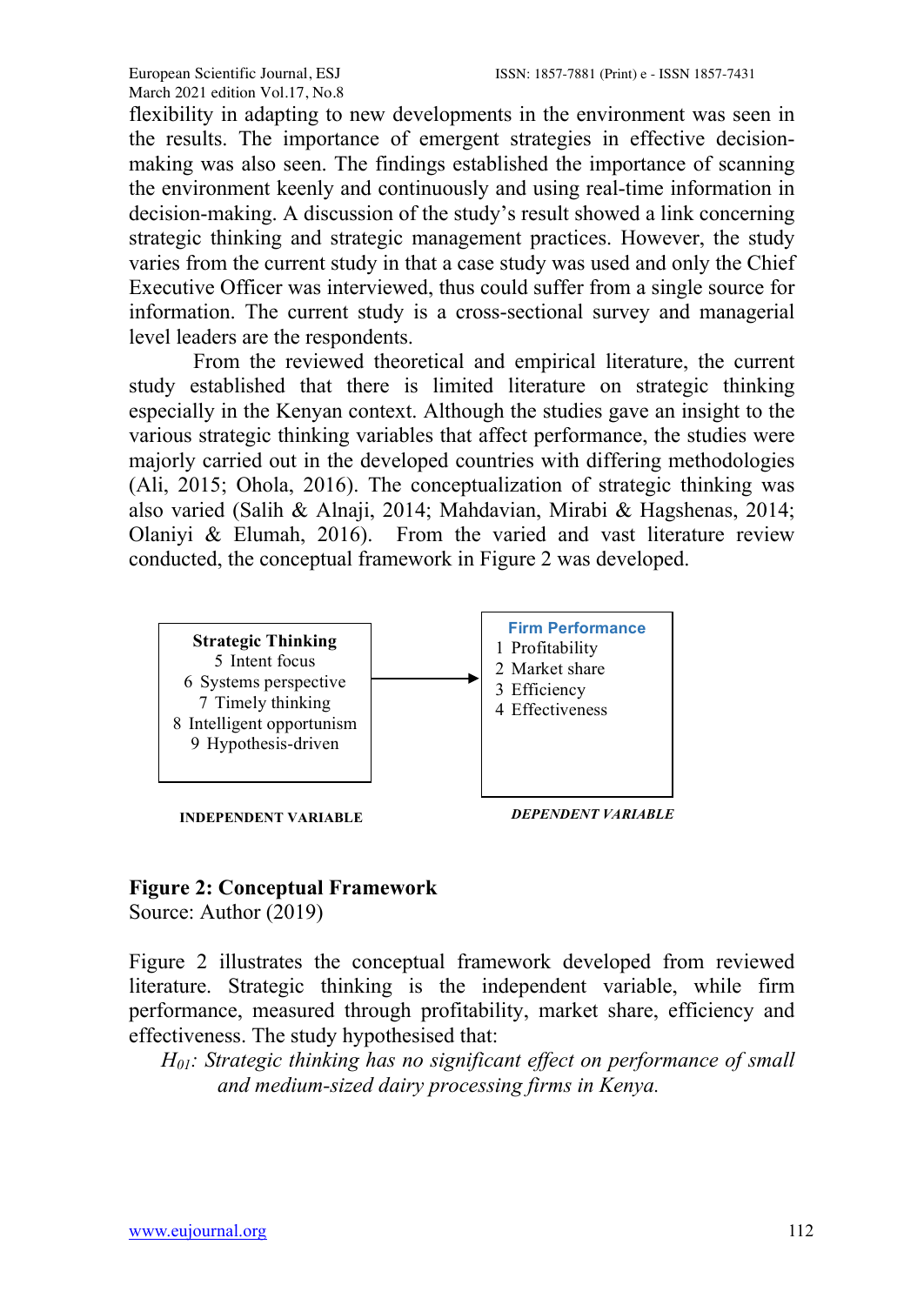flexibility in adapting to new developments in the environment was seen in the results. The importance of emergent strategies in effective decision-making was also seen. The findings established the importance of scanning the environment keenly and continuously and using real-time information in decision-making. A discussion of the study's result showed a link concerning strategic thinking and strategic management practices. However, the study varies from the current study in that a case study was used and only the Chief Executive Officer was interviewed, thus could suffer from a single source for information. The current study is a cross-sectional survey and managerial level leaders are the respondents.

From the reviewed theoretical and empirical literature, the current study established that there is limited literature on strategic thinking especially in the Kenyan context. Although the studies gave an insight to the various strategic thinking variables that affect performance, the studies were majorly carried out in the developed countries with differing methodologies (Ali, 2015; Ohola, 2016). The conceptualization of strategic thinking was also varied (Salih & Alnaji, 2014; Mahdavian, Mirabi & Hagshenas, 2014; Olaniyi & Elumah, 2016). From the varied and vast literature review conducted, the conceptual framework in Figure 2 was developed.

**Strategic Thinking**
5 Intent focus
6 Systems perspective
7 Timely thinking
8 Intelligent opportunism
9 Hypothesis-driven

→

**Firm Performance**
1 Profitability
2 Market share
3 Efficiency
4 Effectiveness

**INDEPENDENT VARIABLE** | ***DEPENDENT VARIABLE***

**Figure 2: Conceptual Framework**
Source: Author (2019)

Figure 2 illustrates the conceptual framework developed from reviewed literature. Strategic thinking is the independent variable, while firm performance, measured through profitability, market share, efficiency and effectiveness. The study hypothesised that:

*$H_{01}$: Strategic thinking has no significant effect on performance of small and medium-sized dairy processing firms in Kenya.*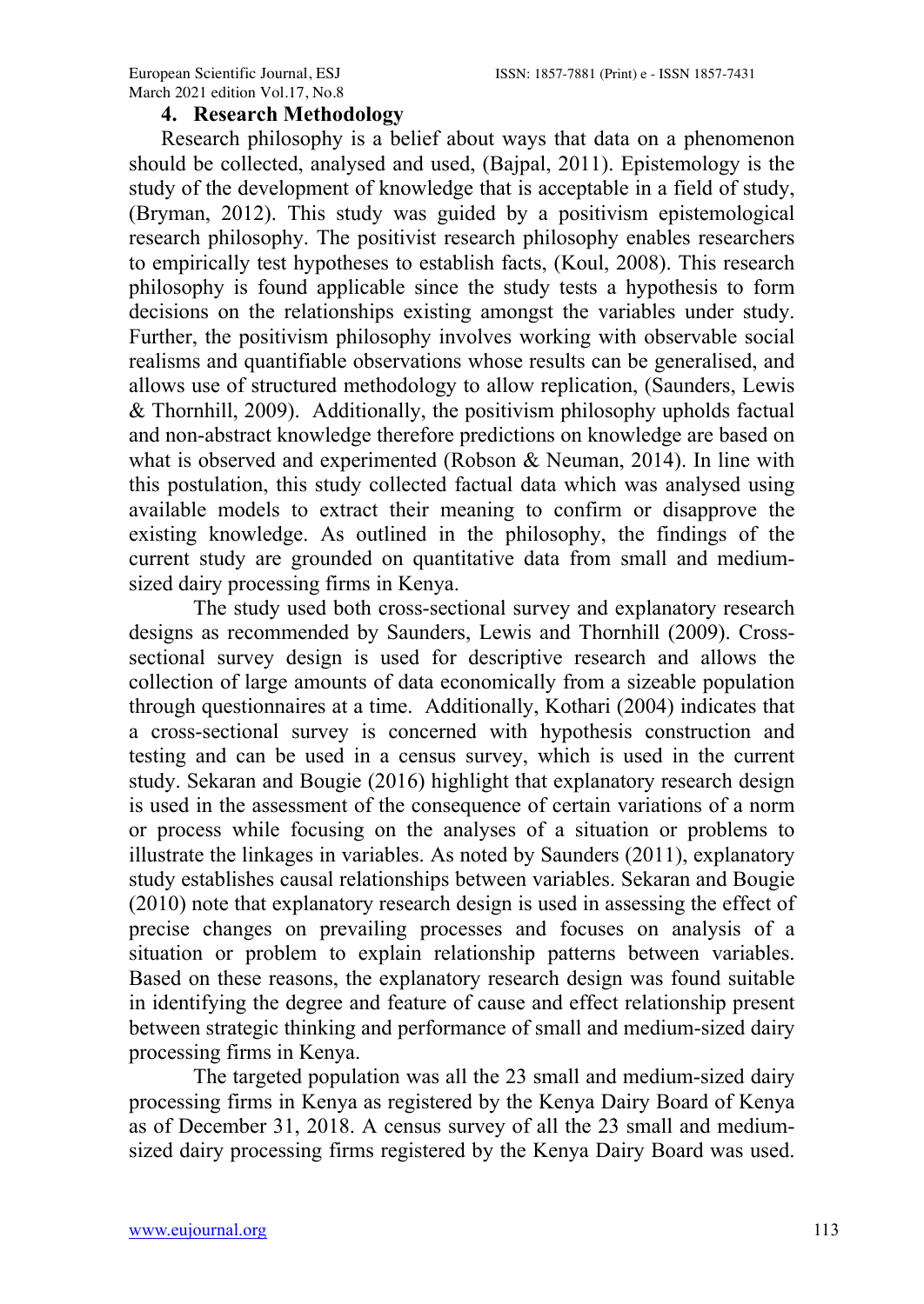## 4. Research Methodology

Research philosophy is a belief about ways that data on a phenomenon should be collected, analysed and used, (Bajpal, 2011). Epistemology is the study of the development of knowledge that is acceptable in a field of study, (Bryman, 2012). This study was guided by a positivism epistemological research philosophy. The positivist research philosophy enables researchers to empirically test hypotheses to establish facts, (Koul, 2008). This research philosophy is found applicable since the study tests a hypothesis to form decisions on the relationships existing amongst the variables under study. Further, the positivism philosophy involves working with observable social realisms and quantifiable observations whose results can be generalised, and allows use of structured methodology to allow replication, (Saunders, Lewis & Thornhill, 2009). Additionally, the positivism philosophy upholds factual and non-abstract knowledge therefore predictions on knowledge are based on what is observed and experimented (Robson & Neuman, 2014). In line with this postulation, this study collected factual data which was analysed using available models to extract their meaning to confirm or disapprove the existing knowledge. As outlined in the philosophy, the findings of the current study are grounded on quantitative data from small and medium-sized dairy processing firms in Kenya.

The study used both cross-sectional survey and explanatory research designs as recommended by Saunders, Lewis and Thornhill (2009). Cross-sectional survey design is used for descriptive research and allows the collection of large amounts of data economically from a sizeable population through questionnaires at a time. Additionally, Kothari (2004) indicates that a cross-sectional survey is concerned with hypothesis construction and testing and can be used in a census survey, which is used in the current study. Sekaran and Bougie (2016) highlight that explanatory research design is used in the assessment of the consequence of certain variations of a norm or process while focusing on the analyses of a situation or problems to illustrate the linkages in variables. As noted by Saunders (2011), explanatory study establishes causal relationships between variables. Sekaran and Bougie (2010) note that explanatory research design is used in assessing the effect of precise changes on prevailing processes and focuses on analysis of a situation or problem to explain relationship patterns between variables. Based on these reasons, the explanatory research design was found suitable in identifying the degree and feature of cause and effect relationship present between strategic thinking and performance of small and medium-sized dairy processing firms in Kenya.

The targeted population was all the 23 small and medium-sized dairy processing firms in Kenya as registered by the Kenya Dairy Board of Kenya as of December 31, 2018. A census survey of all the 23 small and medium-sized dairy processing firms registered by the Kenya Dairy Board was used.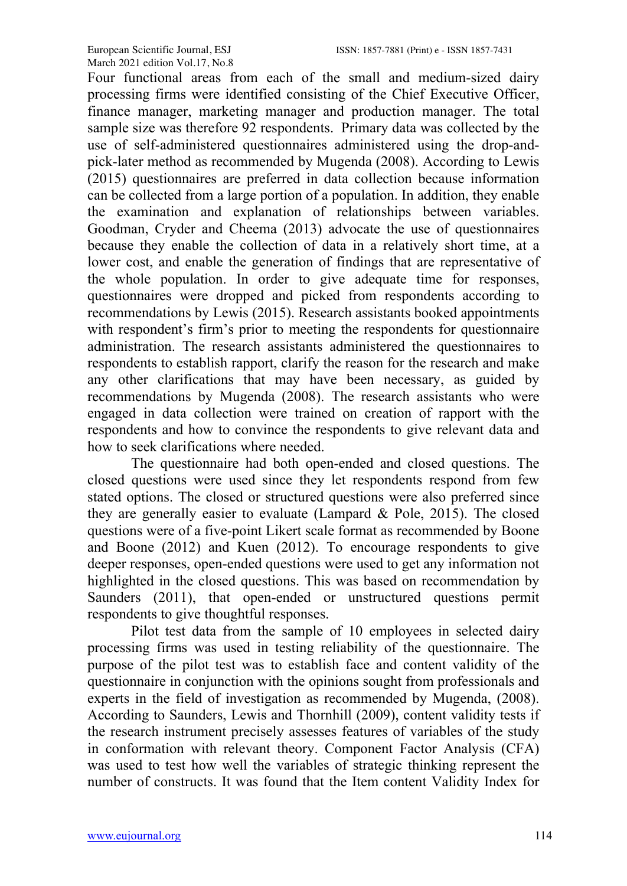Four functional areas from each of the small and medium-sized dairy processing firms were identified consisting of the Chief Executive Officer, finance manager, marketing manager and production manager. The total sample size was therefore 92 respondents. Primary data was collected by the use of self-administered questionnaires administered using the drop-and-pick-later method as recommended by Mugenda (2008). According to Lewis (2015) questionnaires are preferred in data collection because information can be collected from a large portion of a population. In addition, they enable the examination and explanation of relationships between variables. Goodman, Cryder and Cheema (2013) advocate the use of questionnaires because they enable the collection of data in a relatively short time, at a lower cost, and enable the generation of findings that are representative of the whole population. In order to give adequate time for responses, questionnaires were dropped and picked from respondents according to recommendations by Lewis (2015). Research assistants booked appointments with respondent's firm's prior to meeting the respondents for questionnaire administration. The research assistants administered the questionnaires to respondents to establish rapport, clarify the reason for the research and make any other clarifications that may have been necessary, as guided by recommendations by Mugenda (2008). The research assistants who were engaged in data collection were trained on creation of rapport with the respondents and how to convince the respondents to give relevant data and how to seek clarifications where needed.

The questionnaire had both open-ended and closed questions. The closed questions were used since they let respondents respond from few stated options. The closed or structured questions were also preferred since they are generally easier to evaluate (Lampard & Pole, 2015). The closed questions were of a five-point Likert scale format as recommended by Boone and Boone (2012) and Kuen (2012). To encourage respondents to give deeper responses, open-ended questions were used to get any information not highlighted in the closed questions. This was based on recommendation by Saunders (2011), that open-ended or unstructured questions permit respondents to give thoughtful responses.

Pilot test data from the sample of 10 employees in selected dairy processing firms was used in testing reliability of the questionnaire. The purpose of the pilot test was to establish face and content validity of the questionnaire in conjunction with the opinions sought from professionals and experts in the field of investigation as recommended by Mugenda, (2008). According to Saunders, Lewis and Thornhill (2009), content validity tests if the research instrument precisely assesses features of variables of the study in conformation with relevant theory. Component Factor Analysis (CFA) was used to test how well the variables of strategic thinking represent the number of constructs. It was found that the Item content Validity Index for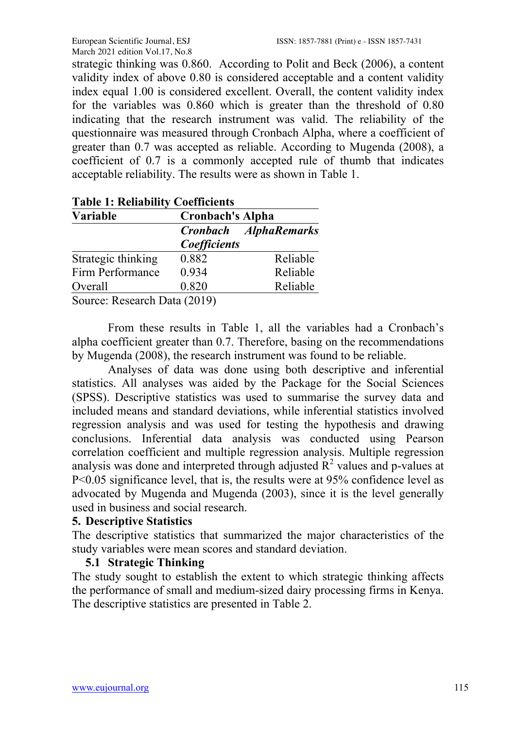strategic thinking was 0.860. According to Polit and Beck (2006), a content validity index of above 0.80 is considered acceptable and a content validity index equal 1.00 is considered excellent. Overall, the content validity index for the variables was 0.860 which is greater than the threshold of 0.80 indicating that the research instrument was valid. The reliability of the questionnaire was measured through Cronbach Alpha, where a coefficient of greater than 0.7 was accepted as reliable. According to Mugenda (2008), a coefficient of 0.7 is a commonly accepted rule of thumb that indicates acceptable reliability. The results were as shown in Table 1.

**Table 1: Reliability Coefficients**

| Variable | Cronbach's Alpha | |
|---|---|---|
| | *Cronbach Alpha Coefficients* | *Remarks* |
| Strategic thinking | 0.882 | Reliable |
| Firm Performance | 0.934 | Reliable |
| Overall | 0.820 | Reliable |

Source: Research Data (2019)

From these results in Table 1, all the variables had a Cronbach's alpha coefficient greater than 0.7. Therefore, basing on the recommendations by Mugenda (2008), the research instrument was found to be reliable.

Analyses of data was done using both descriptive and inferential statistics. All analyses was aided by the Package for the Social Sciences (SPSS). Descriptive statistics was used to summarise the survey data and included means and standard deviations, while inferential statistics involved regression analysis and was used for testing the hypothesis and drawing conclusions. Inferential data analysis was conducted using Pearson correlation coefficient and multiple regression analysis. Multiple regression analysis was done and interpreted through adjusted $R^2$ values and p-values at $P<0.05$ significance level, that is, the results were at 95% confidence level as advocated by Mugenda and Mugenda (2003), since it is the level generally used in business and social research.

## 5. Descriptive Statistics

The descriptive statistics that summarized the major characteristics of the study variables were mean scores and standard deviation.

### 5.1 Strategic Thinking

The study sought to establish the extent to which strategic thinking affects the performance of small and medium-sized dairy processing firms in Kenya. The descriptive statistics are presented in Table 2.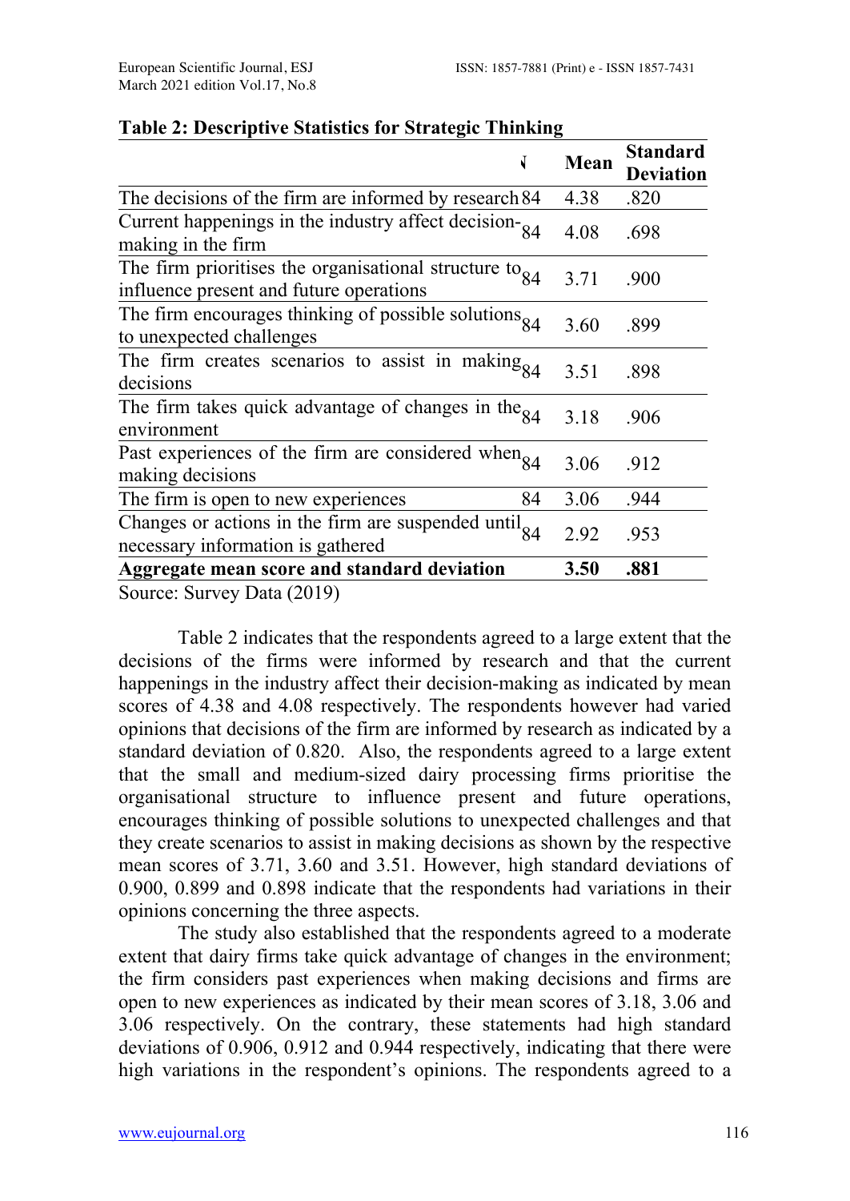**Table 2: Descriptive Statistics for Strategic Thinking**

| | N | Mean | Standard Deviation |
|---|---|---|---|
| The decisions of the firm are informed by research | 84 | 4.38 | .820 |
| Current happenings in the industry affect decision-making in the firm | 84 | 4.08 | .698 |
| The firm prioritises the organisational structure to influence present and future operations | 84 | 3.71 | .900 |
| The firm encourages thinking of possible solutions to unexpected challenges | 84 | 3.60 | .899 |
| The firm creates scenarios to assist in making decisions | 84 | 3.51 | .898 |
| The firm takes quick advantage of changes in the environment | 84 | 3.18 | .906 |
| Past experiences of the firm are considered when making decisions | 84 | 3.06 | .912 |
| The firm is open to new experiences | 84 | 3.06 | .944 |
| Changes or actions in the firm are suspended until necessary information is gathered | 84 | 2.92 | .953 |
| **Aggregate mean score and standard deviation** | | **3.50** | **.881** |

Source: Survey Data (2019)

Table 2 indicates that the respondents agreed to a large extent that the decisions of the firms were informed by research and that the current happenings in the industry affect their decision-making as indicated by mean scores of 4.38 and 4.08 respectively. The respondents however had varied opinions that decisions of the firm are informed by research as indicated by a standard deviation of 0.820. Also, the respondents agreed to a large extent that the small and medium-sized dairy processing firms prioritise the organisational structure to influence present and future operations, encourages thinking of possible solutions to unexpected challenges and that they create scenarios to assist in making decisions as shown by the respective mean scores of 3.71, 3.60 and 3.51. However, high standard deviations of 0.900, 0.899 and 0.898 indicate that the respondents had variations in their opinions concerning the three aspects.

The study also established that the respondents agreed to a moderate extent that dairy firms take quick advantage of changes in the environment; the firm considers past experiences when making decisions and firms are open to new experiences as indicated by their mean scores of 3.18, 3.06 and 3.06 respectively. On the contrary, these statements had high standard deviations of 0.906, 0.912 and 0.944 respectively, indicating that there were high variations in the respondent's opinions. The respondents agreed to a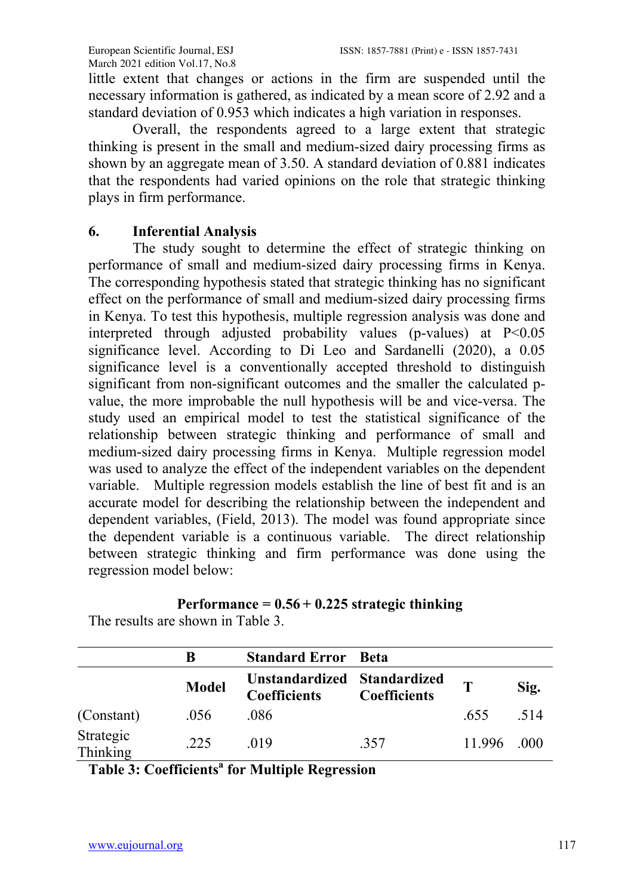little extent that changes or actions in the firm are suspended until the necessary information is gathered, as indicated by a mean score of 2.92 and a standard deviation of 0.953 which indicates a high variation in responses.

Overall, the respondents agreed to a large extent that strategic thinking is present in the small and medium-sized dairy processing firms as shown by an aggregate mean of 3.50. A standard deviation of 0.881 indicates that the respondents had varied opinions on the role that strategic thinking plays in firm performance.

## 6. Inferential Analysis

The study sought to determine the effect of strategic thinking on performance of small and medium-sized dairy processing firms in Kenya. The corresponding hypothesis stated that strategic thinking has no significant effect on the performance of small and medium-sized dairy processing firms in Kenya. To test this hypothesis, multiple regression analysis was done and interpreted through adjusted probability values (p-values) at $P<0.05$ significance level. According to Di Leo and Sardanelli (2020), a 0.05 significance level is a conventionally accepted threshold to distinguish significant from non-significant outcomes and the smaller the calculated p-value, the more improbable the null hypothesis will be and vice-versa. The study used an empirical model to test the statistical significance of the relationship between strategic thinking and performance of small and medium-sized dairy processing firms in Kenya. Multiple regression model was used to analyze the effect of the independent variables on the dependent variable. Multiple regression models establish the line of best fit and is an accurate model for describing the relationship between the independent and dependent variables, (Field, 2013). The model was found appropriate since the dependent variable is a continuous variable. The direct relationship between strategic thinking and firm performance was done using the regression model below:

$$\textbf{Performance} = \mathbf{0.56 + 0.225}\ \textbf{strategic thinking}$$

The results are shown in Table 3.

| | B | Standard Error | Beta | | |
|---|---|---|---|---|---|
| | **Model** | **Unstandardized Coefficients** | **Standardized Coefficients** | **T** | **Sig.** |
| (Constant) | .056 | .086 | | .655 | .514 |
| Strategic Thinking | .225 | .019 | .357 | 11.996 | .000 |

**Table 3: Coefficients[a] for Multiple Regression**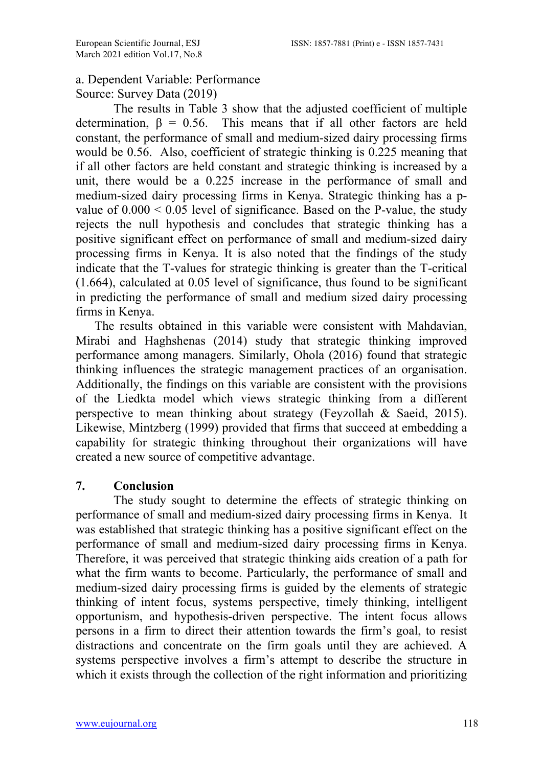a. Dependent Variable: Performance

Source: Survey Data (2019)

The results in Table 3 show that the adjusted coefficient of multiple determination, β = 0.56. This means that if all other factors are held constant, the performance of small and medium-sized dairy processing firms would be 0.56. Also, coefficient of strategic thinking is 0.225 meaning that if all other factors are held constant and strategic thinking is increased by a unit, there would be a 0.225 increase in the performance of small and medium-sized dairy processing firms in Kenya. Strategic thinking has a p-value of $0.000 < 0.05$ level of significance. Based on the P-value, the study rejects the null hypothesis and concludes that strategic thinking has a positive significant effect on performance of small and medium-sized dairy processing firms in Kenya. It is also noted that the findings of the study indicate that the T-values for strategic thinking is greater than the T-critical (1.664), calculated at 0.05 level of significance, thus found to be significant in predicting the performance of small and medium sized dairy processing firms in Kenya.

The results obtained in this variable were consistent with Mahdavian, Mirabi and Haghshenas (2014) study that strategic thinking improved performance among managers. Similarly, Ohola (2016) found that strategic thinking influences the strategic management practices of an organisation. Additionally, the findings on this variable are consistent with the provisions of the Liedkta model which views strategic thinking from a different perspective to mean thinking about strategy (Feyzollah & Saeid, 2015). Likewise, Mintzberg (1999) provided that firms that succeed at embedding a capability for strategic thinking throughout their organizations will have created a new source of competitive advantage.

## 7. Conclusion

The study sought to determine the effects of strategic thinking on performance of small and medium-sized dairy processing firms in Kenya. It was established that strategic thinking has a positive significant effect on the performance of small and medium-sized dairy processing firms in Kenya. Therefore, it was perceived that strategic thinking aids creation of a path for what the firm wants to become. Particularly, the performance of small and medium-sized dairy processing firms is guided by the elements of strategic thinking of intent focus, systems perspective, timely thinking, intelligent opportunism, and hypothesis-driven perspective. The intent focus allows persons in a firm to direct their attention towards the firm's goal, to resist distractions and concentrate on the firm goals until they are achieved. A systems perspective involves a firm's attempt to describe the structure in which it exists through the collection of the right information and prioritizing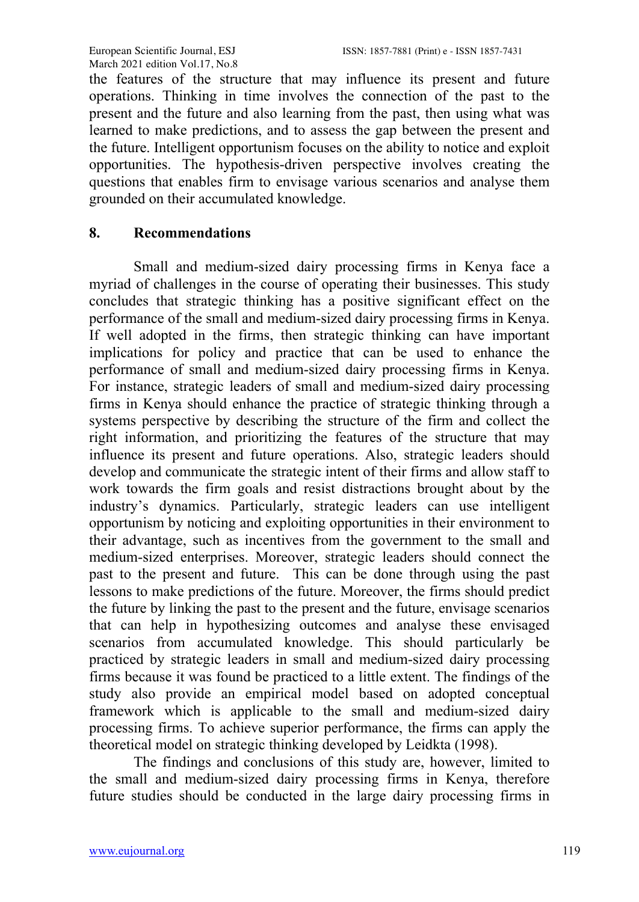the features of the structure that may influence its present and future operations. Thinking in time involves the connection of the past to the present and the future and also learning from the past, then using what was learned to make predictions, and to assess the gap between the present and the future. Intelligent opportunism focuses on the ability to notice and exploit opportunities. The hypothesis-driven perspective involves creating the questions that enables firm to envisage various scenarios and analyse them grounded on their accumulated knowledge.

## 8. Recommendations

Small and medium-sized dairy processing firms in Kenya face a myriad of challenges in the course of operating their businesses. This study concludes that strategic thinking has a positive significant effect on the performance of the small and medium-sized dairy processing firms in Kenya. If well adopted in the firms, then strategic thinking can have important implications for policy and practice that can be used to enhance the performance of small and medium-sized dairy processing firms in Kenya. For instance, strategic leaders of small and medium-sized dairy processing firms in Kenya should enhance the practice of strategic thinking through a systems perspective by describing the structure of the firm and collect the right information, and prioritizing the features of the structure that may influence its present and future operations. Also, strategic leaders should develop and communicate the strategic intent of their firms and allow staff to work towards the firm goals and resist distractions brought about by the industry's dynamics. Particularly, strategic leaders can use intelligent opportunism by noticing and exploiting opportunities in their environment to their advantage, such as incentives from the government to the small and medium-sized enterprises. Moreover, strategic leaders should connect the past to the present and future. This can be done through using the past lessons to make predictions of the future. Moreover, the firms should predict the future by linking the past to the present and the future, envisage scenarios that can help in hypothesizing outcomes and analyse these envisaged scenarios from accumulated knowledge. This should particularly be practiced by strategic leaders in small and medium-sized dairy processing firms because it was found be practiced to a little extent. The findings of the study also provide an empirical model based on adopted conceptual framework which is applicable to the small and medium-sized dairy processing firms. To achieve superior performance, the firms can apply the theoretical model on strategic thinking developed by Leidkta (1998).

The findings and conclusions of this study are, however, limited to the small and medium-sized dairy processing firms in Kenya, therefore future studies should be conducted in the large dairy processing firms in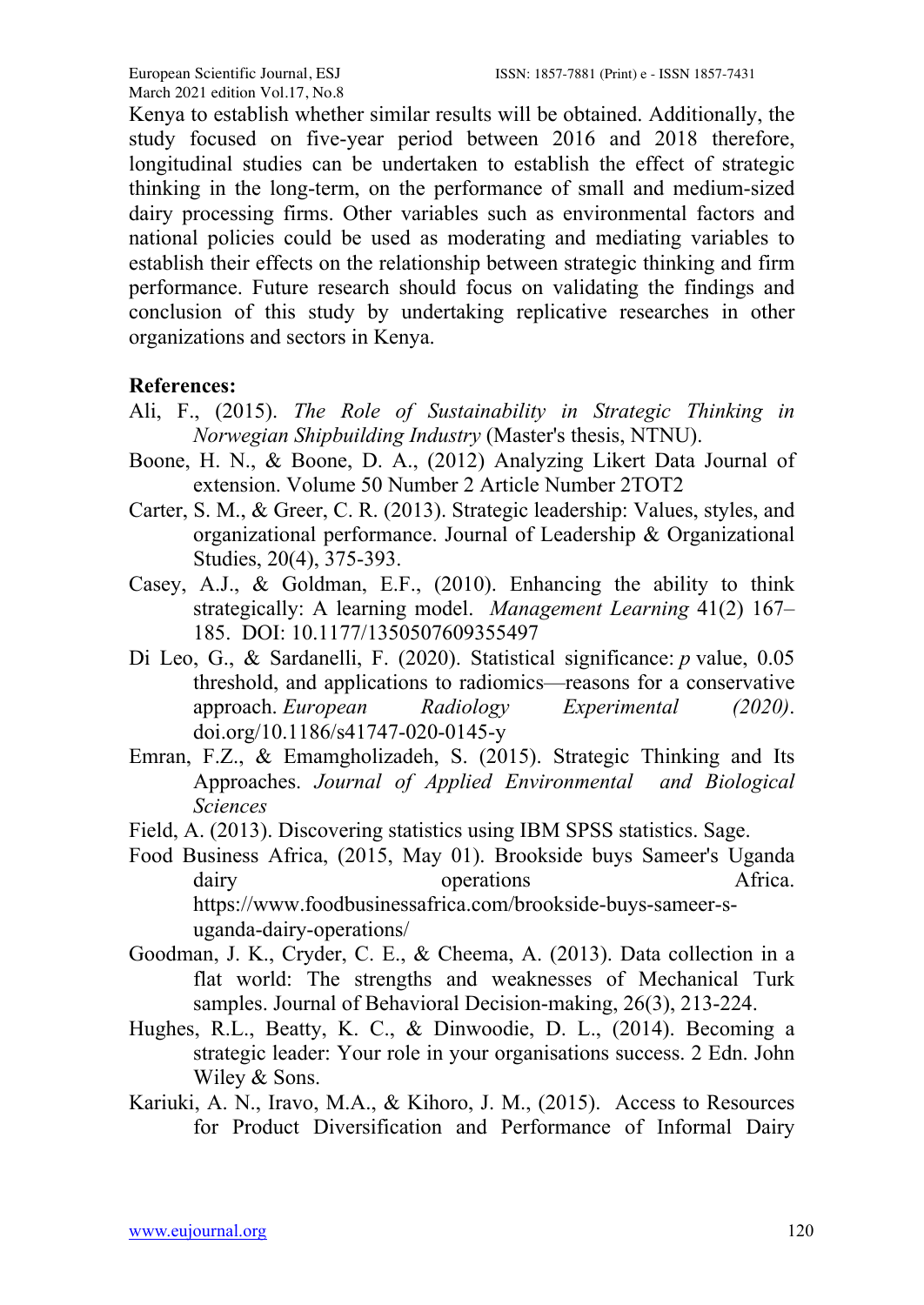Kenya to establish whether similar results will be obtained. Additionally, the study focused on five-year period between 2016 and 2018 therefore, longitudinal studies can be undertaken to establish the effect of strategic thinking in the long-term, on the performance of small and medium-sized dairy processing firms. Other variables such as environmental factors and national policies could be used as moderating and mediating variables to establish their effects on the relationship between strategic thinking and firm performance. Future research should focus on validating the findings and conclusion of this study by undertaking replicative researches in other organizations and sectors in Kenya.

**References:**

Ali, F., (2015). *The Role of Sustainability in Strategic Thinking in Norwegian Shipbuilding Industry* (Master's thesis, NTNU).

Boone, H. N., & Boone, D. A., (2012) Analyzing Likert Data Journal of extension. Volume 50 Number 2 Article Number 2TOT2

Carter, S. M., & Greer, C. R. (2013). Strategic leadership: Values, styles, and organizational performance. Journal of Leadership & Organizational Studies, 20(4), 375-393.

Casey, A.J., & Goldman, E.F., (2010). Enhancing the ability to think strategically: A learning model. *Management Learning* 41(2) 167–185. DOI: 10.1177/1350507609355497

Di Leo, G., & Sardanelli, F. (2020). Statistical significance: *p* value, 0.05 threshold, and applications to radiomics—reasons for a conservative approach. *European Radiology Experimental (2020)*. doi.org/10.1186/s41747-020-0145-y

Emran, F.Z., & Emamgholizadeh, S. (2015). Strategic Thinking and Its Approaches. *Journal of Applied Environmental and Biological Sciences*

Field, A. (2013). Discovering statistics using IBM SPSS statistics. Sage.

Food Business Africa, (2015, May 01). Brookside buys Sameer's Uganda dairy operations Africa. https://www.foodbusinessafrica.com/brookside-buys-sameer-s-uganda-dairy-operations/

Goodman, J. K., Cryder, C. E., & Cheema, A. (2013). Data collection in a flat world: The strengths and weaknesses of Mechanical Turk samples. Journal of Behavioral Decision-making, 26(3), 213-224.

Hughes, R.L., Beatty, K. C., & Dinwoodie, D. L., (2014). Becoming a strategic leader: Your role in your organisations success. 2 Edn. John Wiley & Sons.

Kariuki, A. N., Iravo, M.A., & Kihoro, J. M., (2015). Access to Resources for Product Diversification and Performance of Informal Dairy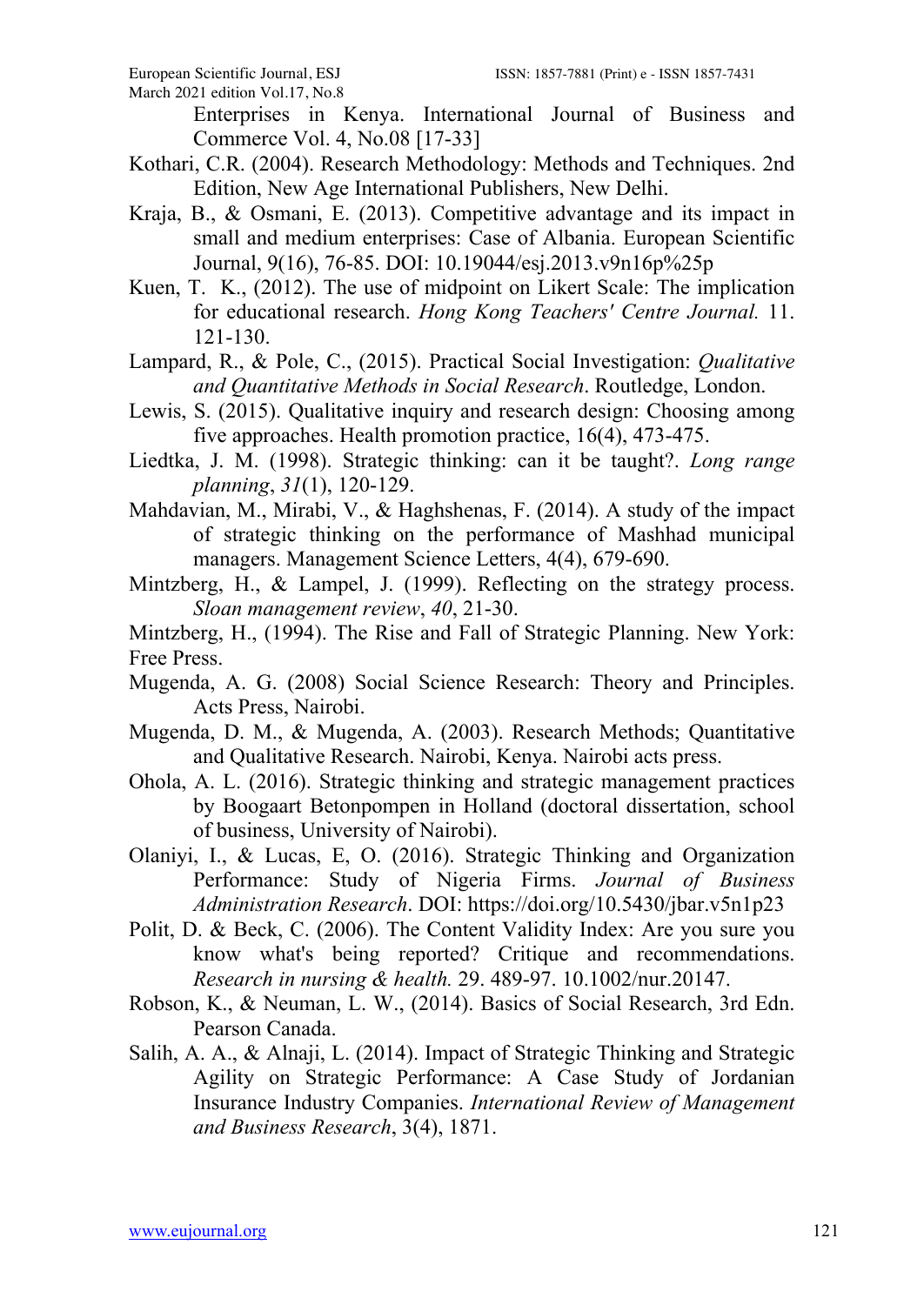Enterprises in Kenya. International Journal of Business and Commerce Vol. 4, No.08 [17-33]

Kothari, C.R. (2004). Research Methodology: Methods and Techniques. 2nd Edition, New Age International Publishers, New Delhi.

Kraja, B., & Osmani, E. (2013). Competitive advantage and its impact in small and medium enterprises: Case of Albania. European Scientific Journal, 9(16), 76-85. DOI: 10.19044/esj.2013.v9n16p%25p

Kuen, T. K., (2012). The use of midpoint on Likert Scale: The implication for educational research. *Hong Kong Teachers' Centre Journal.* 11. 121-130.

Lampard, R., & Pole, C., (2015). Practical Social Investigation: *Qualitative and Quantitative Methods in Social Research*. Routledge, London.

Lewis, S. (2015). Qualitative inquiry and research design: Choosing among five approaches. Health promotion practice, 16(4), 473-475.

Liedtka, J. M. (1998). Strategic thinking: can it be taught?. *Long range planning*, *31*(1), 120-129.

Mahdavian, M., Mirabi, V., & Haghshenas, F. (2014). A study of the impact of strategic thinking on the performance of Mashhad municipal managers. Management Science Letters, 4(4), 679-690.

Mintzberg, H., & Lampel, J. (1999). Reflecting on the strategy process. *Sloan management review*, *40*, 21-30.

Mintzberg, H., (1994). The Rise and Fall of Strategic Planning. New York: Free Press.

Mugenda, A. G. (2008) Social Science Research: Theory and Principles. Acts Press, Nairobi.

Mugenda, D. M., & Mugenda, A. (2003). Research Methods; Quantitative and Qualitative Research. Nairobi, Kenya. Nairobi acts press.

Ohola, A. L. (2016). Strategic thinking and strategic management practices by Boogaart Betonpompen in Holland (doctoral dissertation, school of business, University of Nairobi).

Olaniyi, I., & Lucas, E, O. (2016). Strategic Thinking and Organization Performance: Study of Nigeria Firms. *Journal of Business Administration Research*. DOI: https://doi.org/10.5430/jbar.v5n1p23

Polit, D. & Beck, C. (2006). The Content Validity Index: Are you sure you know what's being reported? Critique and recommendations. *Research in nursing & health.* 29. 489-97. 10.1002/nur.20147.

Robson, K., & Neuman, L. W., (2014). Basics of Social Research, 3rd Edn. Pearson Canada.

Salih, A. A., & Alnaji, L. (2014). Impact of Strategic Thinking and Strategic Agility on Strategic Performance: A Case Study of Jordanian Insurance Industry Companies. *International Review of Management and Business Research*, 3(4), 1871.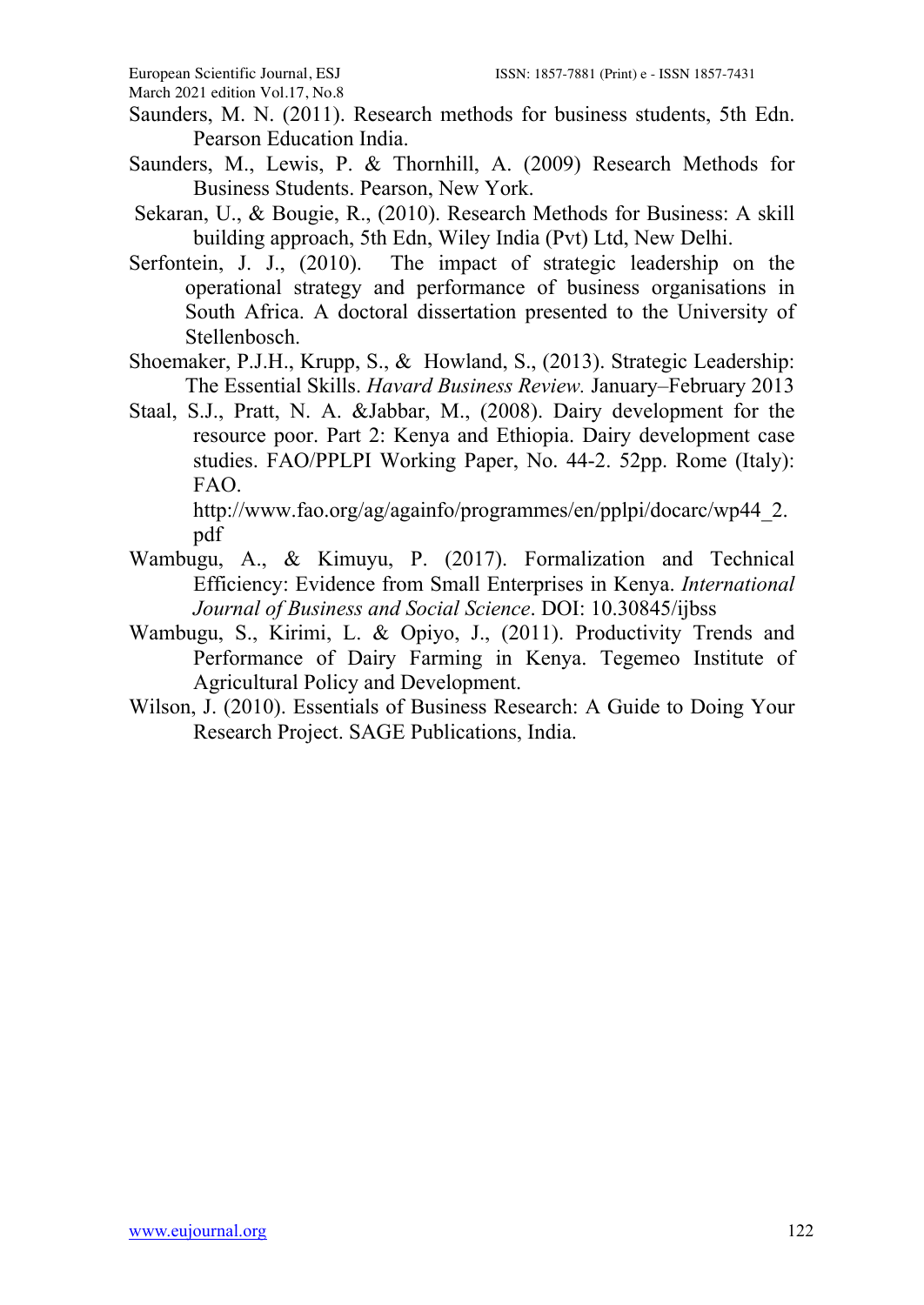Saunders, M. N. (2011). Research methods for business students, 5th Edn. Pearson Education India.

Saunders, M., Lewis, P. & Thornhill, A. (2009) Research Methods for Business Students. Pearson, New York.

Sekaran, U., & Bougie, R., (2010). Research Methods for Business: A skill building approach, 5th Edn, Wiley India (Pvt) Ltd, New Delhi.

Serfontein, J. J., (2010). The impact of strategic leadership on the operational strategy and performance of business organisations in South Africa. A doctoral dissertation presented to the University of Stellenbosch.

Shoemaker, P.J.H., Krupp, S., & Howland, S., (2013). Strategic Leadership: The Essential Skills. *Havard Business Review.* January–February 2013

Staal, S.J., Pratt, N. A. &Jabbar, M., (2008). Dairy development for the resource poor. Part 2: Kenya and Ethiopia. Dairy development case studies. FAO/PPLPI Working Paper, No. 44-2. 52pp. Rome (Italy): FAO. http://www.fao.org/ag/againfo/programmes/en/pplpi/docarc/wp44_2.pdf

Wambugu, A., & Kimuyu, P. (2017). Formalization and Technical Efficiency: Evidence from Small Enterprises in Kenya. *International Journal of Business and Social Science*. DOI: 10.30845/ijbss

Wambugu, S., Kirimi, L. & Opiyo, J., (2011). Productivity Trends and Performance of Dairy Farming in Kenya. Tegemeo Institute of Agricultural Policy and Development.

Wilson, J. (2010). Essentials of Business Research: A Guide to Doing Your Research Project. SAGE Publications, India.